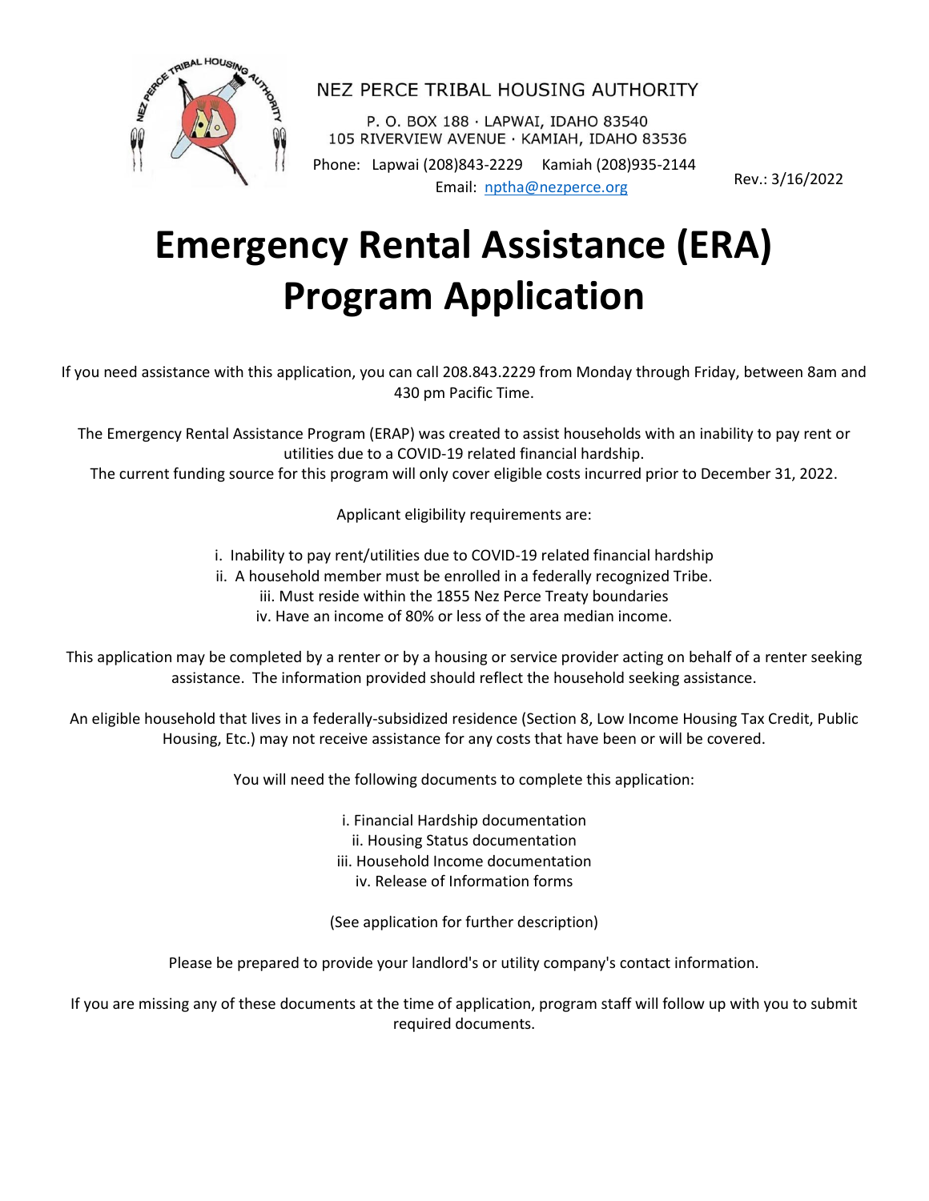NEZ PERCE TRIBAL HOUSING AUTHORITY

P. O. BOX 188 · LAPWAI, IDAHO 83540
105 RIVERVIEW AVENUE · KAMIAH, IDAHO 83536

Phone: Lapwai (208)843-2229 Kamiah (208)935-2144

Email: nptha@nezperce.org

Rev.: 3/16/2022

# Emergency Rental Assistance (ERA) Program Application

If you need assistance with this application, you can call 208.843.2229 from Monday through Friday, between 8am and 430 pm Pacific Time.

The Emergency Rental Assistance Program (ERAP) was created to assist households with an inability to pay rent or utilities due to a COVID-19 related financial hardship.
The current funding source for this program will only cover eligible costs incurred prior to December 31, 2022.

Applicant eligibility requirements are:

i. Inability to pay rent/utilities due to COVID-19 related financial hardship
ii. A household member must be enrolled in a federally recognized Tribe.
iii. Must reside within the 1855 Nez Perce Treaty boundaries
iv. Have an income of 80% or less of the area median income.

This application may be completed by a renter or by a housing or service provider acting on behalf of a renter seeking assistance. The information provided should reflect the household seeking assistance.

An eligible household that lives in a federally-subsidized residence (Section 8, Low Income Housing Tax Credit, Public Housing, Etc.) may not receive assistance for any costs that have been or will be covered.

You will need the following documents to complete this application:

i. Financial Hardship documentation
ii. Housing Status documentation
iii. Household Income documentation
iv. Release of Information forms

(See application for further description)

Please be prepared to provide your landlord's or utility company's contact information.

If you are missing any of these documents at the time of application, program staff will follow up with you to submit required documents.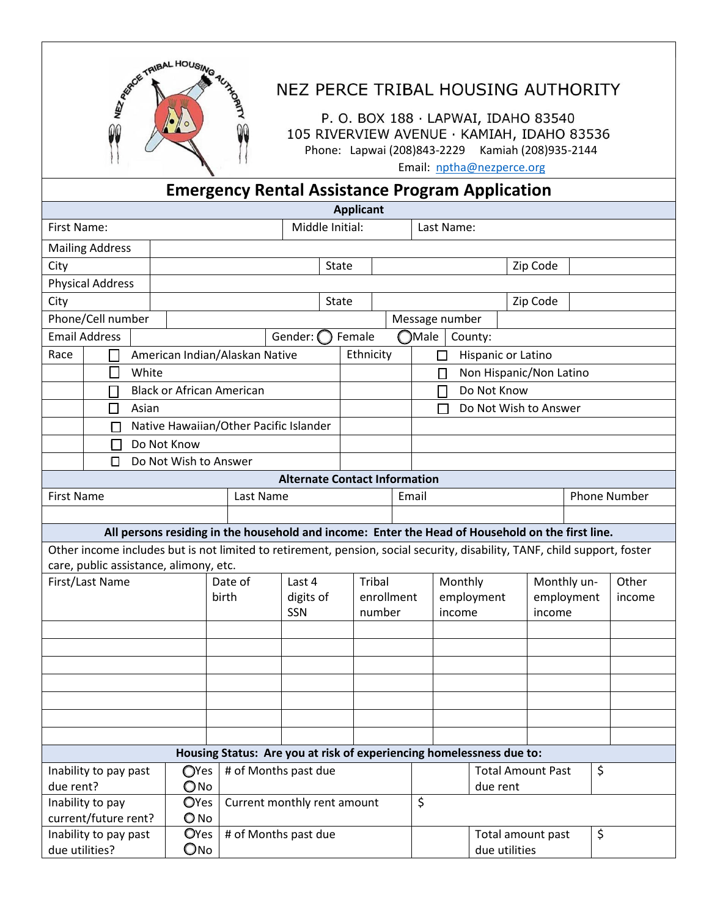# NEZ PERCE TRIBAL HOUSING AUTHORITY

P. O. BOX 188 · LAPWAI, IDAHO 83540
105 RIVERVIEW AVENUE · KAMIAH, IDAHO 83536
Phone: Lapwai (208)843-2229 Kamiah (208)935-2144
Email: nptha@nezperce.org

## Emergency Rental Assistance Program Application

### Applicant

| First Name: | Middle Initial: | Last Name: |
|---|---|---|
| | | |

| | | | | | |
|---|---|---|---|---|---|
| Mailing Address | | | | | |
| City | | State | | Zip Code | |
| Physical Address | | | | | |
| City | | State | | Zip Code | |
| Phone/Cell number | | Message number | | | |
| Email Address | | Gender: ◯ Female ◯ Male | County: | | |

| Race | | Ethnicity | |
|---|---|---|---|
| | ☐ American Indian/Alaskan Native | | ☐ Hispanic or Latino |
| | ☐ White | | ☐ Non Hispanic/Non Latino |
| | ☐ Black or African American | | ☐ Do Not Know |
| | ☐ Asian | | ☐ Do Not Wish to Answer |
| | ☐ Native Hawaiian/Other Pacific Islander | | |
| | ☐ Do Not Know | | |
| | ☐ Do Not Wish to Answer | | |

### Alternate Contact Information

| First Name | Last Name | Email | Phone Number |
|---|---|---|---|
| | | | |

### All persons residing in the household and income: Enter the Head of Household on the first line.

Other income includes but is not limited to retirement, pension, social security, disability, TANF, child support, foster care, public assistance, alimony, etc.

| First/Last Name | Date of birth | Last 4 digits of SSN | Tribal enrollment number | Monthly employment income | Monthly un-employment income | Other income |
|---|---|---|---|---|---|---|
| | | | | | | |
| | | | | | | |
| | | | | | | |
| | | | | | | |
| | | | | | | |
| | | | | | | |
| | | | | | | |

### Housing Status: Are you at risk of experiencing homelessness due to:

| | | | | | |
|---|---|---|---|---|---|
| Inability to pay past due rent? | ◯Yes ◯No | # of Months past due | | Total Amount Past due rent | $ |
| Inability to pay current/future rent? | ◯Yes ◯No | Current monthly rent amount | $ | | |
| Inability to pay past due utilities? | ◯Yes ◯No | # of Months past due | | Total amount past due utilities | $ |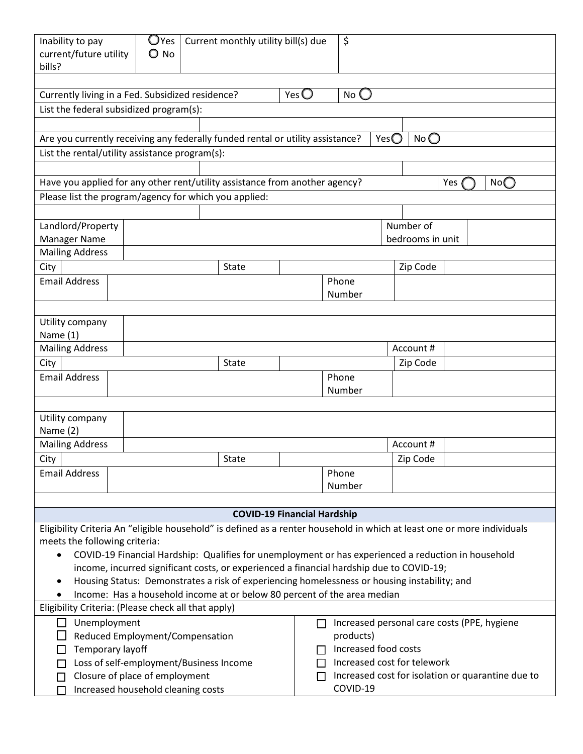| | | | |
|---|---|---|---|
| Inability to pay current/future utility bills? | ○ Yes ○ No | Current monthly utility bill(s) due | $ |

| | | |
|---|---|---|
| Currently living in a Fed. Subsidized residence? | Yes ○ | No ○ |
| List the federal subsidized program(s): | | |
| | | |

| | | |
|---|---|---|
| Are you currently receiving any federally funded rental or utility assistance? | Yes ○ | No ○ |
| List the rental/utility assistance program(s): | | |
| | | |

| | | |
|---|---|---|
| Have you applied for any other rent/utility assistance from another agency? | Yes ○ | No ○ |
| Please list the program/agency for which you applied: | | |
| | | |

| | | | |
|---|---|---|---|
| Landlord/Property Manager Name | | Number of bedrooms in unit | |
| Mailing Address | | | |
| City | | State | |
| Zip Code | | | |
| Email Address | | Phone Number | |

| | | | |
|---|---|---|---|
| Utility company Name (1) | | | |
| Mailing Address | | Account # | |
| City | | State | |
| Zip Code | | | |
| Email Address | | Phone Number | |

| | | | |
|---|---|---|---|
| Utility company Name (2) | | | |
| Mailing Address | | Account # | |
| City | | State | |
| Zip Code | | | |
| Email Address | | Phone Number | |

## COVID-19 Financial Hardship

Eligibility Criteria An "eligible household" is defined as a renter household in which at least one or more individuals meets the following criteria:

- COVID-19 Financial Hardship: Qualifies for unemployment or has experienced a reduction in household income, incurred significant costs, or experienced a financial hardship due to COVID-19;
- Housing Status: Demonstrates a risk of experiencing homelessness or housing instability; and
- Income: Has a household income at or below 80 percent of the area median

Eligibility Criteria: (Please check all that apply)

- ☐ Unemployment
- ☐ Reduced Employment/Compensation
- ☐ Temporary layoff
- ☐ Loss of self-employment/Business Income
- ☐ Closure of place of employment
- ☐ Increased household cleaning costs
- ☐ Increased personal care costs (PPE, hygiene products)
- ☐ Increased food costs
- ☐ Increased cost for telework
- ☐ Increased cost for isolation or quarantine due to COVID-19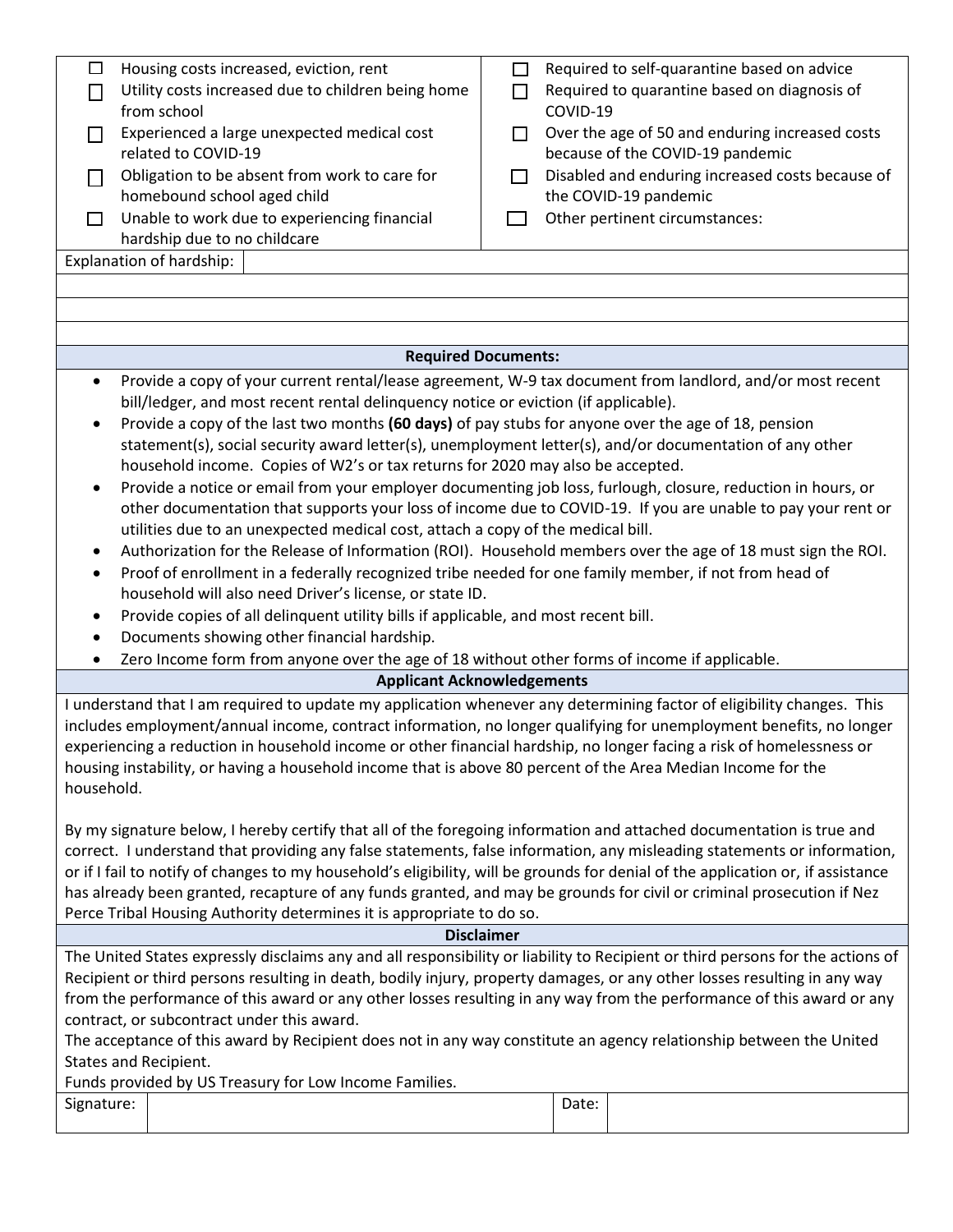| | |
|---|---|
| ☐ Housing costs increased, eviction, rent<br>☐ Utility costs increased due to children being home from school<br>☐ Experienced a large unexpected medical cost related to COVID-19<br>☐ Obligation to be absent from work to care for homebound school aged child<br>☐ Unable to work due to experiencing financial hardship due to no childcare | ☐ Required to self-quarantine based on advice<br>☐ Required to quarantine based on diagnosis of COVID-19<br>☐ Over the age of 50 and enduring increased costs because of the COVID-19 pandemic<br>☐ Disabled and enduring increased costs because of the COVID-19 pandemic<br>☐ Other pertinent circumstances: |

Explanation of hardship:

### Required Documents:

- Provide a copy of your current rental/lease agreement, W-9 tax document from landlord, and/or most recent bill/ledger, and most recent rental delinquency notice or eviction (if applicable).
- Provide a copy of the last two months **(60 days)** of pay stubs for anyone over the age of 18, pension statement(s), social security award letter(s), unemployment letter(s), and/or documentation of any other household income. Copies of W2's or tax returns for 2020 may also be accepted.
- Provide a notice or email from your employer documenting job loss, furlough, closure, reduction in hours, or other documentation that supports your loss of income due to COVID-19. If you are unable to pay your rent or utilities due to an unexpected medical cost, attach a copy of the medical bill.
- Authorization for the Release of Information (ROI). Household members over the age of 18 must sign the ROI.
- Proof of enrollment in a federally recognized tribe needed for one family member, if not from head of household will also need Driver's license, or state ID.
- Provide copies of all delinquent utility bills if applicable, and most recent bill.
- Documents showing other financial hardship.
- Zero Income form from anyone over the age of 18 without other forms of income if applicable.

### Applicant Acknowledgements

I understand that I am required to update my application whenever any determining factor of eligibility changes. This includes employment/annual income, contract information, no longer qualifying for unemployment benefits, no longer experiencing a reduction in household income or other financial hardship, no longer facing a risk of homelessness or housing instability, or having a household income that is above 80 percent of the Area Median Income for the household.

By my signature below, I hereby certify that all of the foregoing information and attached documentation is true and correct. I understand that providing any false statements, false information, any misleading statements or information, or if I fail to notify of changes to my household's eligibility, will be grounds for denial of the application or, if assistance has already been granted, recapture of any funds granted, and may be grounds for civil or criminal prosecution if Nez Perce Tribal Housing Authority determines it is appropriate to do so.

### Disclaimer

The United States expressly disclaims any and all responsibility or liability to Recipient or third persons for the actions of Recipient or third persons resulting in death, bodily injury, property damages, or any other losses resulting in any way from the performance of this award or any other losses resulting in any way from the performance of this award or any contract, or subcontract under this award.
The acceptance of this award by Recipient does not in any way constitute an agency relationship between the United States and Recipient.
Funds provided by US Treasury for Low Income Families.

| | | | |
|---|---|---|---|
| Signature: | | Date: | |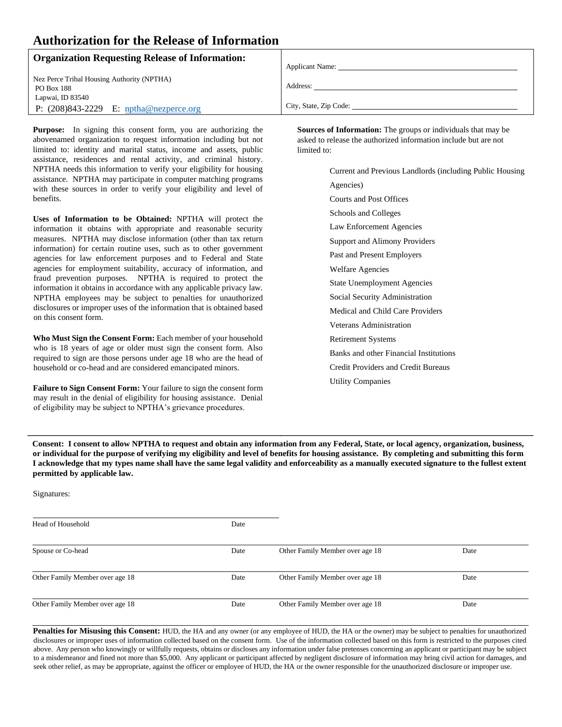# Authorization for the Release of Information

**Organization Requesting Release of Information:**

Nez Perce Tribal Housing Authority (NPTHA)
PO Box 188
Lapwai, ID 83540
P: (208)843-2229 E: nptha@nezperce.org

Applicant Name: ______________________________

Address: ______________________________

City, State, Zip Code: ______________________________

**Purpose:** In signing this consent form, you are authorizing the abovenamed organization to request information including but not limited to: identity and marital status, income and assets, public assistance, residences and rental activity, and criminal history. NPTHA needs this information to verify your eligibility for housing assistance. NPTHA may participate in computer matching programs with these sources in order to verify your eligibility and level of benefits.

**Uses of Information to be Obtained:** NPTHA will protect the information it obtains with appropriate and reasonable security measures. NPTHA may disclose information (other than tax return information) for certain routine uses, such as to other government agencies for law enforcement purposes and to Federal and State agencies for employment suitability, accuracy of information, and fraud prevention purposes. NPTHA is required to protect the information it obtains in accordance with any applicable privacy law. NPTHA employees may be subject to penalties for unauthorized disclosures or improper uses of the information that is obtained based on this consent form.

**Who Must Sign the Consent Form:** Each member of your household who is 18 years of age or older must sign the consent form. Also required to sign are those persons under age 18 who are the head of household or co-head and are considered emancipated minors.

**Failure to Sign Consent Form:** Your failure to sign the consent form may result in the denial of eligibility for housing assistance. Denial of eligibility may be subject to NPTHA's grievance procedures.

**Sources of Information:** The groups or individuals that may be asked to release the authorized information include but are not limited to:

- Current and Previous Landlords (including Public Housing Agencies)
- Courts and Post Offices
- Schools and Colleges
- Law Enforcement Agencies
- Support and Alimony Providers
- Past and Present Employers
- Welfare Agencies
- State Unemployment Agencies
- Social Security Administration
- Medical and Child Care Providers
- Veterans Administration
- Retirement Systems
- Banks and other Financial Institutions
- Credit Providers and Credit Bureaus
- Utility Companies

**Consent: I consent to allow NPTHA to request and obtain any information from any Federal, State, or local agency, organization, business, or individual for the purpose of verifying my eligibility and level of benefits for housing assistance. By completing and submitting this form I acknowledge that my types name shall have the same legal validity and enforceability as a manually executed signature to the fullest extent permitted by applicable law.**

Signatures:

______________________________
Head of Household Date

______________________________ ______________________________
Spouse or Co-head Date Other Family Member over age 18 Date

______________________________ ______________________________
Other Family Member over age 18 Date Other Family Member over age 18 Date

______________________________ ______________________________
Other Family Member over age 18 Date Other Family Member over age 18 Date

**Penalties for Misusing this Consent:** HUD, the HA and any owner (or any employee of HUD, the HA or the owner) may be subject to penalties for unauthorized disclosures or improper uses of information collected based on the consent form. Use of the information collected based on this form is restricted to the purposes cited above. Any person who knowingly or willfully requests, obtains or discloses any information under false pretenses concerning an applicant or participant may be subject to a misdemeanor and fined not more than $5,000. Any applicant or participant affected by negligent disclosure of information may bring civil action for damages, and seek other relief, as may be appropriate, against the officer or employee of HUD, the HA or the owner responsible for the unauthorized disclosure or improper use.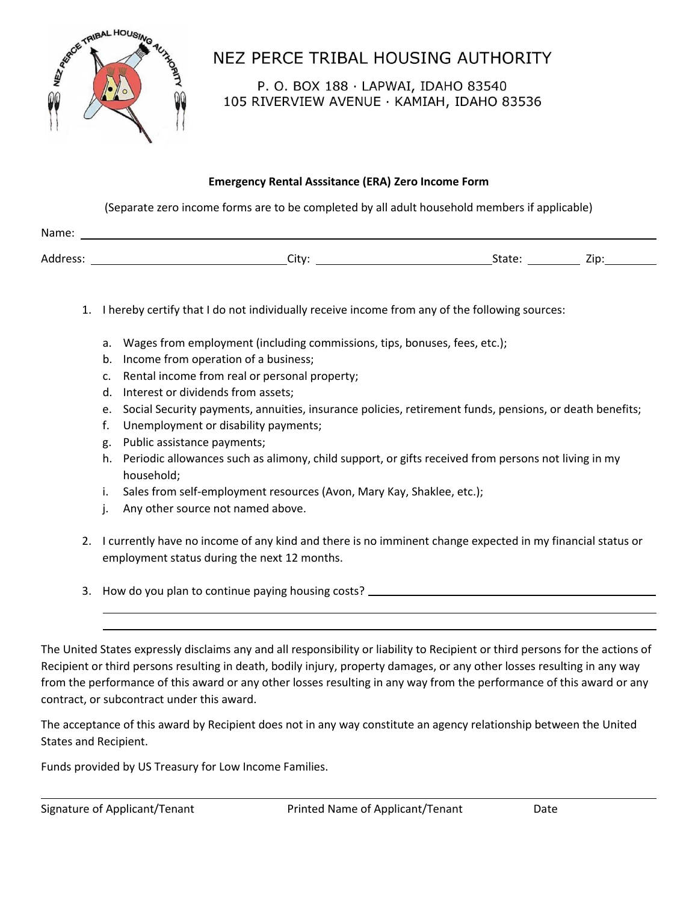# NEZ PERCE TRIBAL HOUSING AUTHORITY

P. O. BOX 188 · LAPWAI, IDAHO 83540
105 RIVERVIEW AVENUE · KAMIAH, IDAHO 83536

**Emergency Rental Asssitance (ERA) Zero Income Form**

(Separate zero income forms are to be completed by all adult household members if applicable)

Name: ______________________________________________

Address: ____________________ City: ____________________ State: ________ Zip: ________

1. I hereby certify that I do not individually receive income from any of the following sources:

   a. Wages from employment (including commissions, tips, bonuses, fees, etc.);
   b. Income from operation of a business;
   c. Rental income from real or personal property;
   d. Interest or dividends from assets;
   e. Social Security payments, annuities, insurance policies, retirement funds, pensions, or death benefits;
   f. Unemployment or disability payments;
   g. Public assistance payments;
   h. Periodic allowances such as alimony, child support, or gifts received from persons not living in my household;
   i. Sales from self-employment resources (Avon, Mary Kay, Shaklee, etc.);
   j. Any other source not named above.

2. I currently have no income of any kind and there is no imminent change expected in my financial status or employment status during the next 12 months.

3. How do you plan to continue paying housing costs? ______________________________________________

______________________________________________

______________________________________________

The United States expressly disclaims any and all responsibility or liability to Recipient or third persons for the actions of Recipient or third persons resulting in death, bodily injury, property damages, or any other losses resulting in any way from the performance of this award or any other losses resulting in any way from the performance of this award or any contract, or subcontract under this award.

The acceptance of this award by Recipient does not in any way constitute an agency relationship between the United States and Recipient.

Funds provided by US Treasury for Low Income Families.

______________________________________________

Signature of Applicant/Tenant | Printed Name of Applicant/Tenant | Date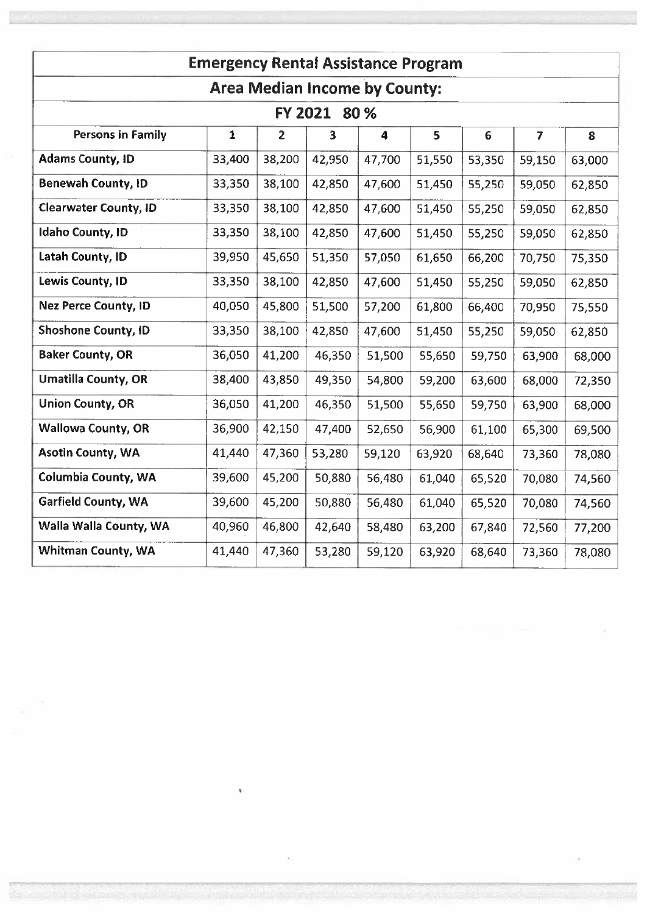| Emergency Rental Assistance Program | | | | | | | | |
|---|---|---|---|---|---|---|---|---|
| Area Median Income by County: | | | | | | | | |
| FY 2021 80 % | | | | | | | | |
| Persons in Family | 1 | 2 | 3 | 4 | 5 | 6 | 7 | 8 |
| Adams County, ID | 33,400 | 38,200 | 42,950 | 47,700 | 51,550 | 53,350 | 59,150 | 63,000 |
| Benewah County, ID | 33,350 | 38,100 | 42,850 | 47,600 | 51,450 | 55,250 | 59,050 | 62,850 |
| Clearwater County, ID | 33,350 | 38,100 | 42,850 | 47,600 | 51,450 | 55,250 | 59,050 | 62,850 |
| Idaho County, ID | 33,350 | 38,100 | 42,850 | 47,600 | 51,450 | 55,250 | 59,050 | 62,850 |
| Latah County, ID | 39,950 | 45,650 | 51,350 | 57,050 | 61,650 | 66,200 | 70,750 | 75,350 |
| Lewis County, ID | 33,350 | 38,100 | 42,850 | 47,600 | 51,450 | 55,250 | 59,050 | 62,850 |
| Nez Perce County, ID | 40,050 | 45,800 | 51,500 | 57,200 | 61,800 | 66,400 | 70,950 | 75,550 |
| Shoshone County, ID | 33,350 | 38,100 | 42,850 | 47,600 | 51,450 | 55,250 | 59,050 | 62,850 |
| Baker County, OR | 36,050 | 41,200 | 46,350 | 51,500 | 55,650 | 59,750 | 63,900 | 68,000 |
| Umatilla County, OR | 38,400 | 43,850 | 49,350 | 54,800 | 59,200 | 63,600 | 68,000 | 72,350 |
| Union County, OR | 36,050 | 41,200 | 46,350 | 51,500 | 55,650 | 59,750 | 63,900 | 68,000 |
| Wallowa County, OR | 36,900 | 42,150 | 47,400 | 52,650 | 56,900 | 61,100 | 65,300 | 69,500 |
| Asotin County, WA | 41,440 | 47,360 | 53,280 | 59,120 | 63,920 | 68,640 | 73,360 | 78,080 |
| Columbia County, WA | 39,600 | 45,200 | 50,880 | 56,480 | 61,040 | 65,520 | 70,080 | 74,560 |
| Garfield County, WA | 39,600 | 45,200 | 50,880 | 56,480 | 61,040 | 65,520 | 70,080 | 74,560 |
| Walla Walla County, WA | 40,960 | 46,800 | 42,640 | 58,480 | 63,200 | 67,840 | 72,560 | 77,200 |
| Whitman County, WA | 41,440 | 47,360 | 53,280 | 59,120 | 63,920 | 68,640 | 73,360 | 78,080 |